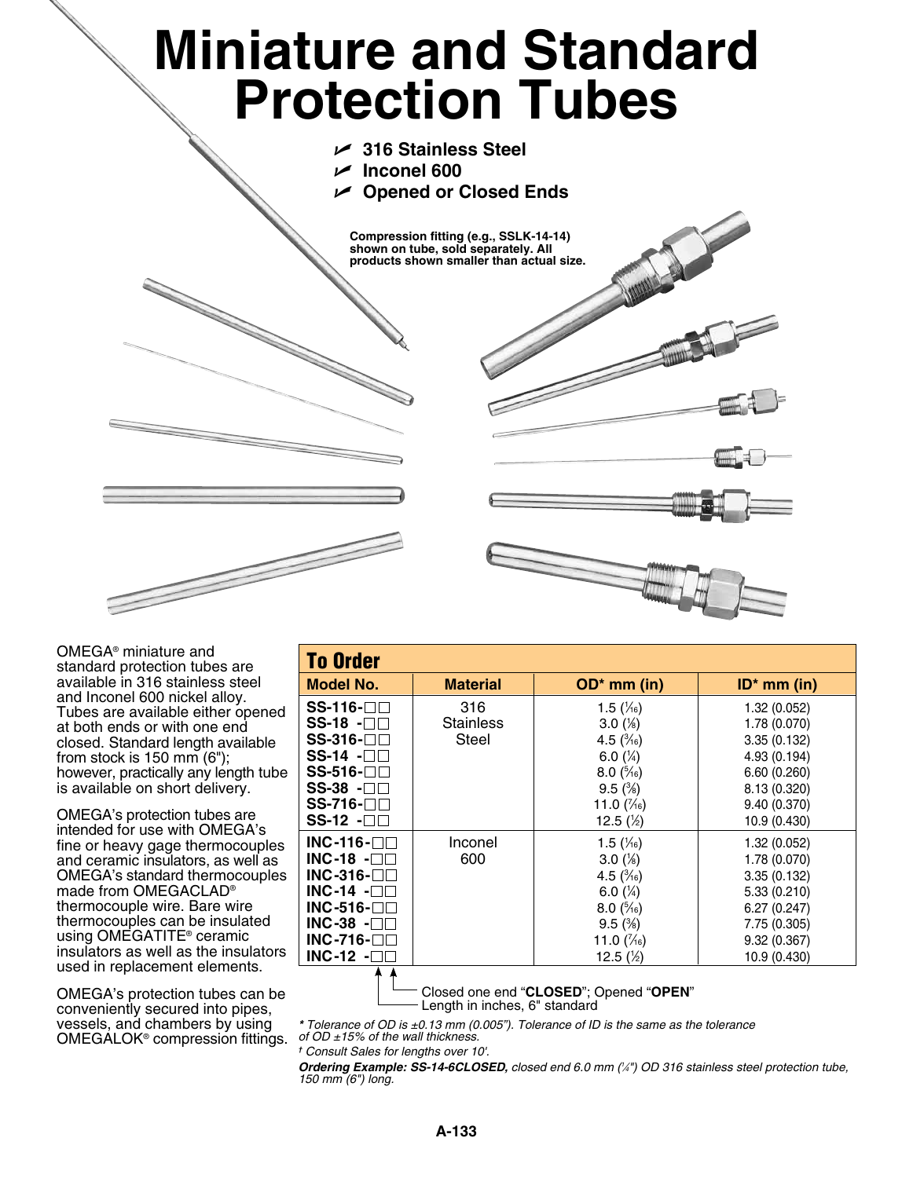# Miniature and Standard Protection Tubes

- 316 Stainless Steel
- Inconel 600
- Opened or Closed Ends

**Compression fitting (e.g., SSLK-14-14) shown on tube, sold separately. All products shown smaller than actual size.**

OMEGA® miniature and standard protection tubes are available in 316 stainless steel and Inconel 600 nickel alloy. Tubes are available either opened at both ends or with one end closed. Standard length available from stock is 150 mm (6"); however, practically any length tube is available on short delivery.

OMEGA's protection tubes are intended for use with OMEGA's fine or heavy gage thermocouples and ceramic insulators, as well as OMEGA's standard thermocouples made from OMEGACLAD® thermocouple wire. Bare wire thermocouples can be insulated using OMEGATITE® ceramic insulators as well as the insulators used in replacement elements.

OMEGA's protection tubes can be conveniently secured into pipes, vessels, and chambers by using OMEGALOK® compression fittings.

## To Order

| Model No. | Material | OD* mm (in) | ID* mm (in) |
|---|---|---|---|
| SS-116-☐☐ | 316 Stainless Steel | 1.5 (1⁄16) | 1.32 (0.052) |
| SS-18 -☐☐ | | 3.0 (1⁄8) | 1.78 (0.070) |
| SS-316-☐☐ | | 4.5 (3⁄16) | 3.35 (0.132) |
| SS-14 -☐☐ | | 6.0 (1⁄4) | 4.93 (0.194) |
| SS-516-☐☐ | | 8.0 (5⁄16) | 6.60 (0.260) |
| SS-38 -☐☐ | | 9.5 (3⁄8) | 8.13 (0.320) |
| SS-716-☐☐ | | 11.0 (7⁄16) | 9.40 (0.370) |
| SS-12 -☐☐ | | 12.5 (1⁄2) | 10.9 (0.430) |
| INC-116-☐☐ | Inconel 600 | 1.5 (1⁄16) | 1.32 (0.052) |
| INC-18 -☐☐ | | 3.0 (1⁄8) | 1.78 (0.070) |
| INC-316-☐☐ | | 4.5 (3⁄16) | 3.35 (0.132) |
| INC-14 -☐☐ | | 6.0 (1⁄4) | 5.33 (0.210) |
| INC-516-☐☐ | | 8.0 (5⁄16) | 6.27 (0.247) |
| INC-38 -☐☐ | | 9.5 (3⁄8) | 7.75 (0.305) |
| INC-716-☐☐ | | 11.0 (7⁄16) | 9.32 (0.367) |
| INC-12 -☐☐ | | 12.5 (1⁄2) | 10.9 (0.430) |

Closed one end "**CLOSED**"; Opened "**OPEN**"
Length in inches, 6" standard

*\* Tolerance of OD is ±0.13 mm (0.005"). Tolerance of ID is the same as the tolerance of OD ±15% of the wall thickness.*

*† Consult Sales for lengths over 10'.*

***Ordering Example: SS-14-6CLOSED,** closed end 6.0 mm (1⁄4") OD 316 stainless steel protection tube, 150 mm (6") long.*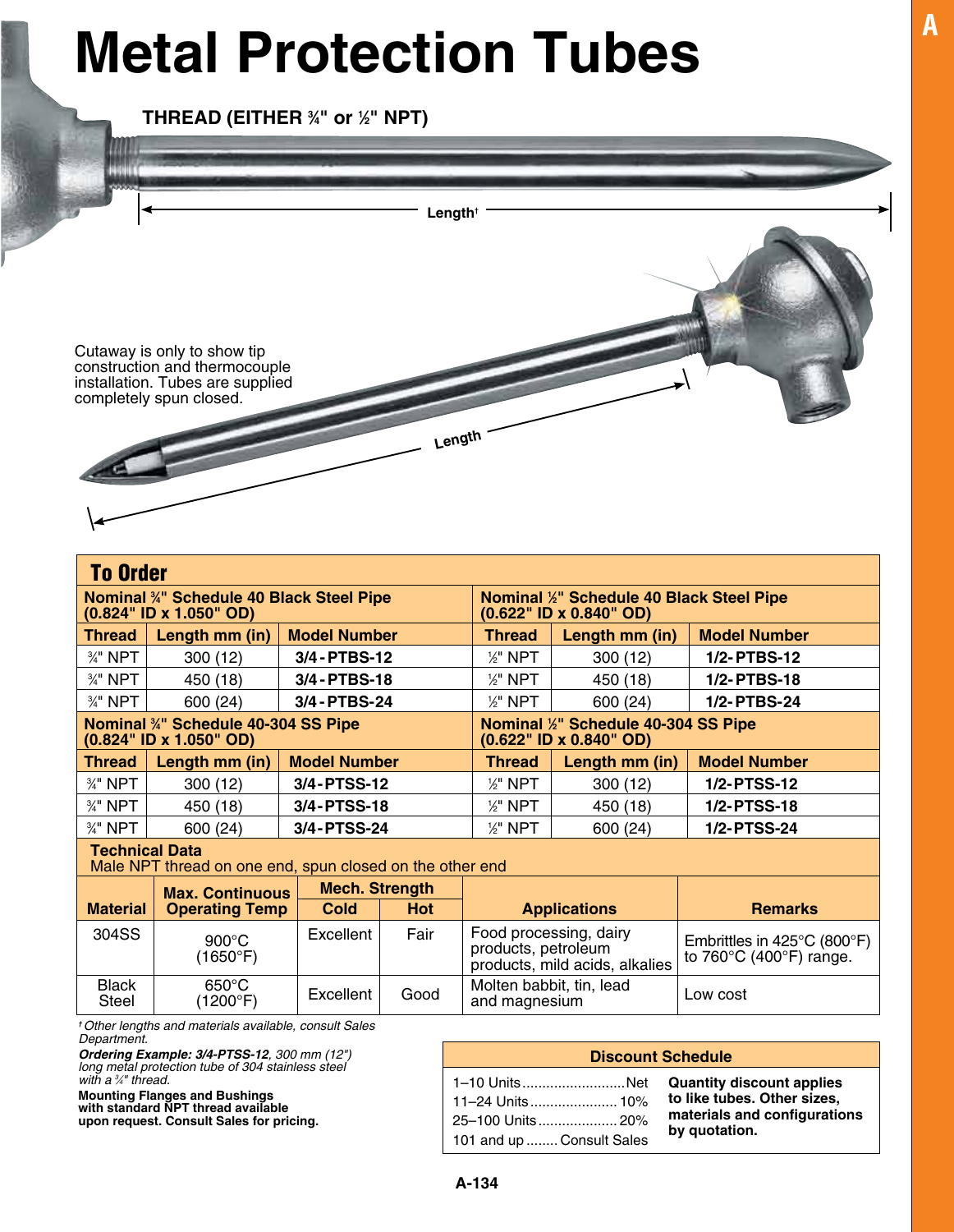# Metal Protection Tubes

THREAD (EITHER ¾" or ½" NPT)

Length†

Cutaway is only to show tip construction and thermocouple installation. Tubes are supplied completely spun closed.

Length

## To Order

| Nominal ¾" Schedule 40 Black Steel Pipe (0.824" ID x 1.050" OD) | | | Nominal ½" Schedule 40 Black Steel Pipe (0.622" ID x 0.840" OD) | | |
|---|---|---|---|---|---|
| **Thread** | **Length mm (in)** | **Model Number** | **Thread** | **Length mm (in)** | **Model Number** |
| ¾" NPT | 300 (12) | **3/4-PTBS-12** | ½" NPT | 300 (12) | **1/2-PTBS-12** |
| ¾" NPT | 450 (18) | **3/4-PTBS-18** | ½" NPT | 450 (18) | **1/2-PTBS-18** |
| ¾" NPT | 600 (24) | **3/4-PTBS-24** | ½" NPT | 600 (24) | **1/2-PTBS-24** |
| **Nominal ¾" Schedule 40-304 SS Pipe (0.824" ID x 1.050" OD)** | | | **Nominal ½" Schedule 40-304 SS Pipe (0.622" ID x 0.840" OD)** | | |
| **Thread** | **Length mm (in)** | **Model Number** | **Thread** | **Length mm (in)** | **Model Number** |
| ¾" NPT | 300 (12) | **3/4-PTSS-12** | ½" NPT | 300 (12) | **1/2-PTSS-12** |
| ¾" NPT | 450 (18) | **3/4-PTSS-18** | ½" NPT | 450 (18) | **1/2-PTSS-18** |
| ¾" NPT | 600 (24) | **3/4-PTSS-24** | ½" NPT | 600 (24) | **1/2-PTSS-24** |

**Technical Data**
Male NPT thread on one end, spun closed on the other end

| Material | Max. Continuous Operating Temp | Mech. Strength | | Applications | Remarks |
|---|---|---|---|---|---|
| | | **Cold** | **Hot** | | |
| 304SS | 900°C (1650°F) | Excellent | Fair | Food processing, dairy products, petroleum products, mild acids, alkalies | Embrittles in 425°C (800°F) to 760°C (400°F) range. |
| Black Steel | 650°C (1200°F) | Excellent | Good | Molten babbit, tin, lead and magnesium | Low cost |

*† Other lengths and materials available, consult Sales Department.*

***Ordering Example: 3/4-PTSS-12**, 300 mm (12") long metal protection tube of 304 stainless steel with a ¾" thread.*

**Mounting Flanges and Bushings with standard NPT thread available upon request. Consult Sales for pricing.**

| Discount Schedule | |
|---|---|
| 1–10 Units .......................... Net | **Quantity discount applies to like tubes. Other sizes, materials and configurations by quotation.** |
| 11–24 Units ...................... 10% | |
| 25–100 Units .................... 20% | |
| 101 and up ........ Consult Sales | |